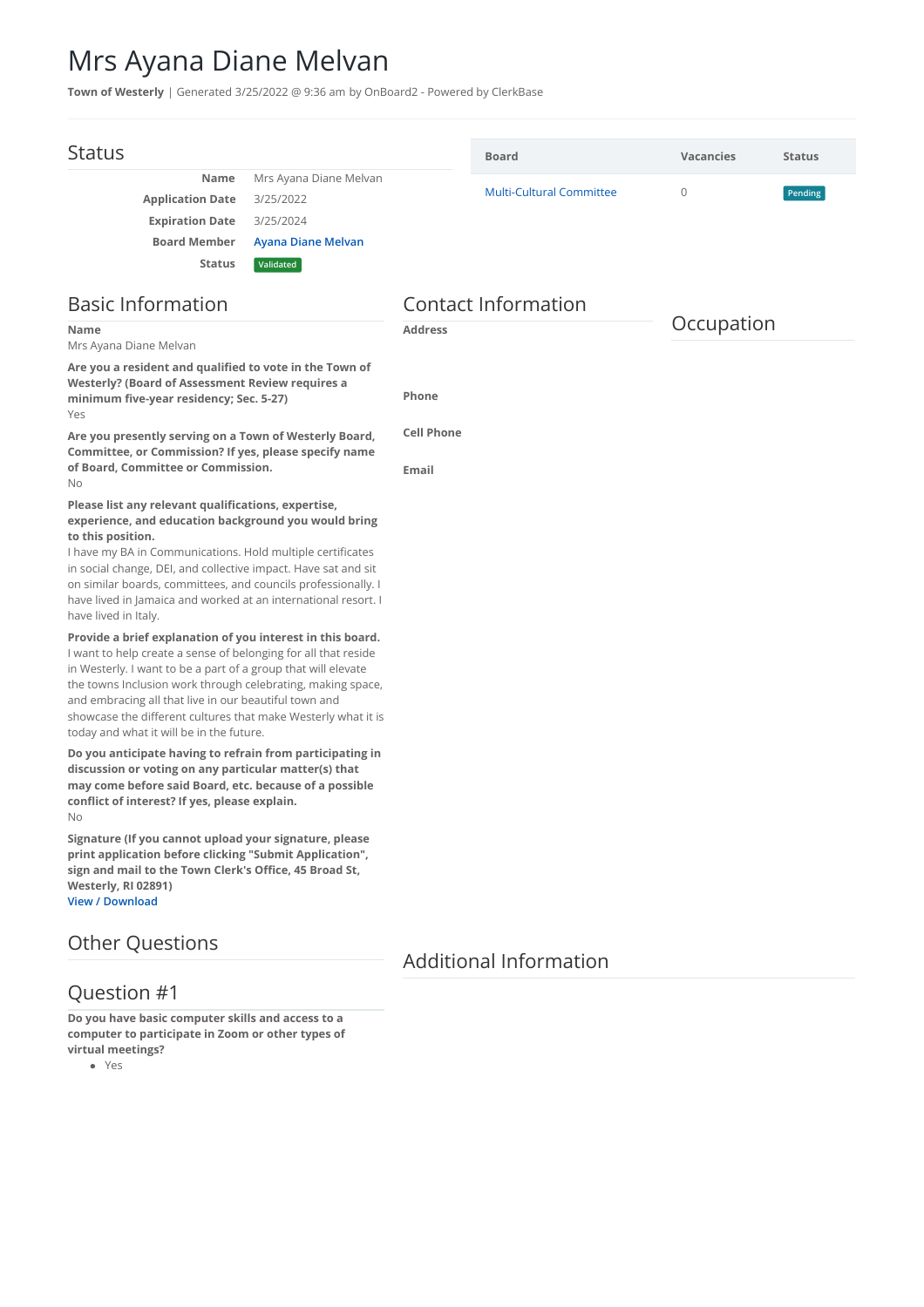# Mrs Ayana Diane Melvan

**Town of Westerly** | Generated 3/25/2022 @ 9:36 am by OnBoard2 - Powered by ClerkBase

## Status

| | |
|---|---|
| **Name** | Mrs Ayana Diane Melvan |
| **Application Date** | 3/25/2022 |
| **Expiration Date** | 3/25/2024 |
| **Board Member** | Ayana Diane Melvan |
| **Status** | Validated |

| Board | Vacancies | Status |
|---|---|---|
| Multi-Cultural Committee | 0 | Pending |

## Basic Information

**Name**
Mrs Ayana Diane Melvan

**Are you a resident and qualified to vote in the Town of Westerly? (Board of Assessment Review requires a minimum five-year residency; Sec. 5-27)**
Yes

**Are you presently serving on a Town of Westerly Board, Committee, or Commission? If yes, please specify name of Board, Committee or Commission.**
No

**Please list any relevant qualifications, expertise, experience, and education background you would bring to this position.**
I have my BA in Communications. Hold multiple certificates in social change, DEI, and collective impact. Have sat and sit on similar boards, committees, and councils professionally. I have lived in Jamaica and worked at an international resort. I have lived in Italy.

**Provide a brief explanation of you interest in this board.**
I want to help create a sense of belonging for all that reside in Westerly. I want to be a part of a group that will elevate the towns Inclusion work through celebrating, making space, and embracing all that live in our beautiful town and showcase the different cultures that make Westerly what it is today and what it will be in the future.

**Do you anticipate having to refrain from participating in discussion or voting on any particular matter(s) that may come before said Board, etc. because of a possible conflict of interest? If yes, please explain.**
No

**Signature (If you cannot upload your signature, please print application before clicking "Submit Application", sign and mail to the Town Clerk's Office, 45 Broad St, Westerly, RI 02891)**
View / Download

## Contact Information

**Address**

**Phone**

**Cell Phone**

**Email**

## Occupation

## Other Questions

## Question #1

**Do you have basic computer skills and access to a computer to participate in Zoom or other types of virtual meetings?**

- Yes

## Additional Information